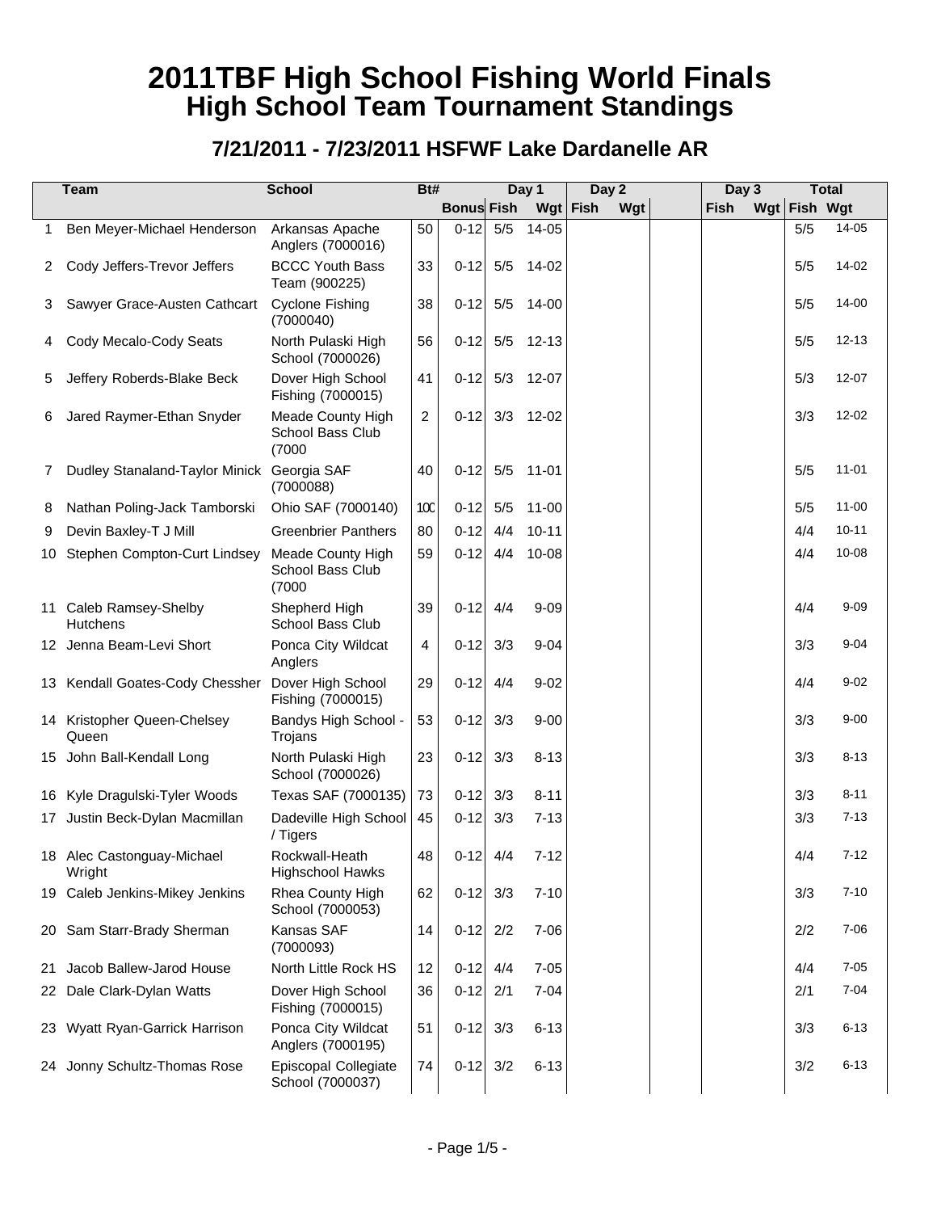# 2011TBF High School Fishing World Finals
## High School Team Tournament Standings

### 7/21/2011 - 7/23/2011 HSFWF Lake Dardanelle AR

| | Team | School | Bt# | | Day 1 | | Day 2 | | | Day 3 | | Total | |
|---|---|---|---|---|---|---|---|---|---|---|---|---|---|
| | | | | Bonus | Fish | Wgt | Fish | Wgt | | Fish | Wgt | Fish | Wgt |
| 1 | Ben Meyer-Michael Henderson | Arkansas Apache Anglers (7000016) | 50 | 0-12 | 5/5 | 14-05 | | | | | | 5/5 | 14-05 |
| 2 | Cody Jeffers-Trevor Jeffers | BCCC Youth Bass Team (900225) | 33 | 0-12 | 5/5 | 14-02 | | | | | | 5/5 | 14-02 |
| 3 | Sawyer Grace-Austen Cathcart | Cyclone Fishing (7000040) | 38 | 0-12 | 5/5 | 14-00 | | | | | | 5/5 | 14-00 |
| 4 | Cody Mecalo-Cody Seats | North Pulaski High School (7000026) | 56 | 0-12 | 5/5 | 12-13 | | | | | | 5/5 | 12-13 |
| 5 | Jeffery Roberds-Blake Beck | Dover High School Fishing (7000015) | 41 | 0-12 | 5/3 | 12-07 | | | | | | 5/3 | 12-07 |
| 6 | Jared Raymer-Ethan Snyder | Meade County High School Bass Club (7000 | 2 | 0-12 | 3/3 | 12-02 | | | | | | 3/3 | 12-02 |
| 7 | Dudley Stanaland-Taylor Minick | Georgia SAF (7000088) | 40 | 0-12 | 5/5 | 11-01 | | | | | | 5/5 | 11-01 |
| 8 | Nathan Poling-Jack Tamborski | Ohio SAF (7000140) | 100 | 0-12 | 5/5 | 11-00 | | | | | | 5/5 | 11-00 |
| 9 | Devin Baxley-T J Mill | Greenbrier Panthers | 80 | 0-12 | 4/4 | 10-11 | | | | | | 4/4 | 10-11 |
| 10 | Stephen Compton-Curt Lindsey | Meade County High School Bass Club (7000 | 59 | 0-12 | 4/4 | 10-08 | | | | | | 4/4 | 10-08 |
| 11 | Caleb Ramsey-Shelby Hutchens | Shepherd High School Bass Club | 39 | 0-12 | 4/4 | 9-09 | | | | | | 4/4 | 9-09 |
| 12 | Jenna Beam-Levi Short | Ponca City Wildcat Anglers | 4 | 0-12 | 3/3 | 9-04 | | | | | | 3/3 | 9-04 |
| 13 | Kendall Goates-Cody Chessher | Dover High School Fishing (7000015) | 29 | 0-12 | 4/4 | 9-02 | | | | | | 4/4 | 9-02 |
| 14 | Kristopher Queen-Chelsey Queen | Bandys High School - Trojans | 53 | 0-12 | 3/3 | 9-00 | | | | | | 3/3 | 9-00 |
| 15 | John Ball-Kendall Long | North Pulaski High School (7000026) | 23 | 0-12 | 3/3 | 8-13 | | | | | | 3/3 | 8-13 |
| 16 | Kyle Dragulski-Tyler Woods | Texas SAF (7000135) | 73 | 0-12 | 3/3 | 8-11 | | | | | | 3/3 | 8-11 |
| 17 | Justin Beck-Dylan Macmillan | Dadeville High School / Tigers | 45 | 0-12 | 3/3 | 7-13 | | | | | | 3/3 | 7-13 |
| 18 | Alec Castonguay-Michael Wright | Rockwall-Heath Highschool Hawks | 48 | 0-12 | 4/4 | 7-12 | | | | | | 4/4 | 7-12 |
| 19 | Caleb Jenkins-Mikey Jenkins | Rhea County High School (7000053) | 62 | 0-12 | 3/3 | 7-10 | | | | | | 3/3 | 7-10 |
| 20 | Sam Starr-Brady Sherman | Kansas SAF (7000093) | 14 | 0-12 | 2/2 | 7-06 | | | | | | 2/2 | 7-06 |
| 21 | Jacob Ballew-Jarod House | North Little Rock HS | 12 | 0-12 | 4/4 | 7-05 | | | | | | 4/4 | 7-05 |
| 22 | Dale Clark-Dylan Watts | Dover High School Fishing (7000015) | 36 | 0-12 | 2/1 | 7-04 | | | | | | 2/1 | 7-04 |
| 23 | Wyatt Ryan-Garrick Harrison | Ponca City Wildcat Anglers (7000195) | 51 | 0-12 | 3/3 | 6-13 | | | | | | 3/3 | 6-13 |
| 24 | Jonny Schultz-Thomas Rose | Episcopal Collegiate School (7000037) | 74 | 0-12 | 3/2 | 6-13 | | | | | | 3/2 | 6-13 |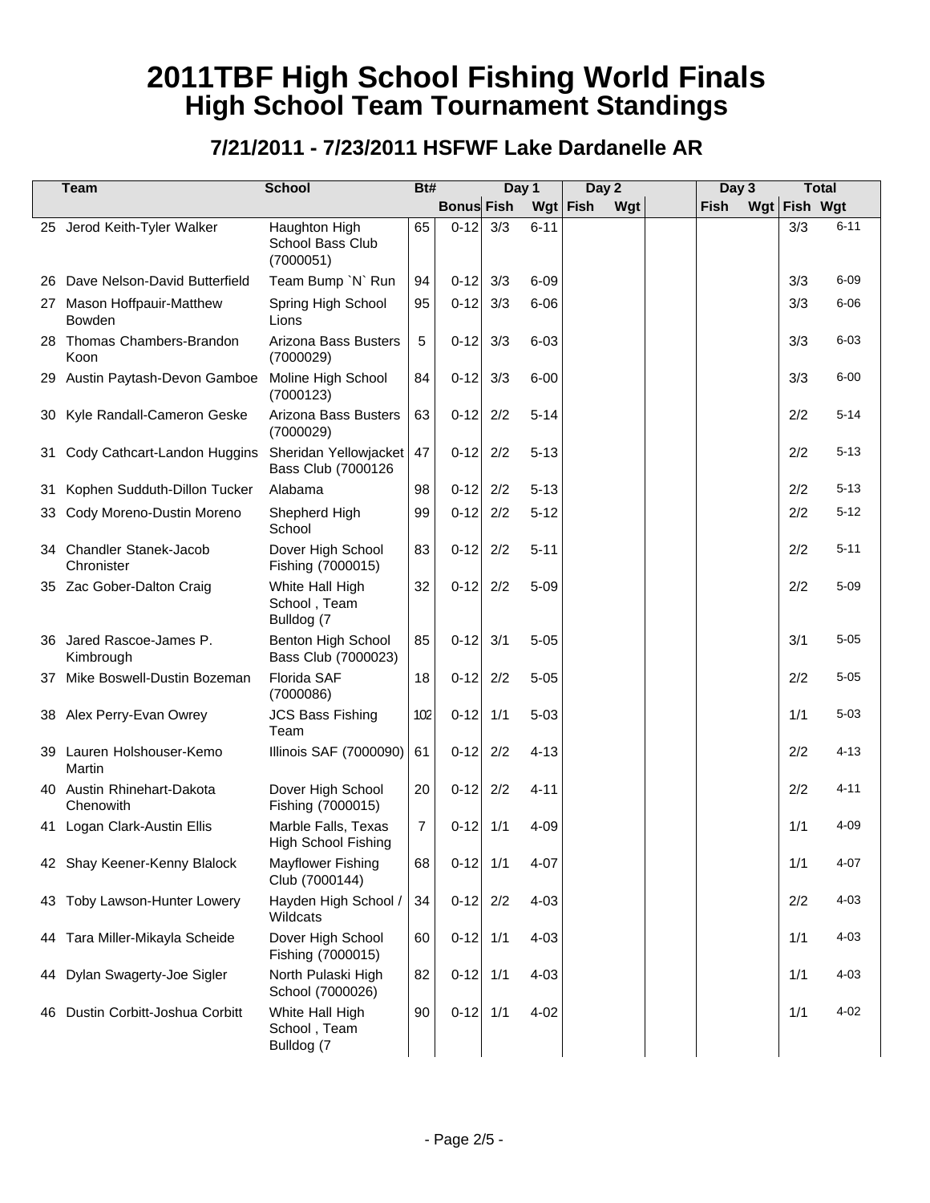# 2011TBF High School Fishing World Finals
## High School Team Tournament Standings

### 7/21/2011 - 7/23/2011 HSFWF Lake Dardanelle AR

| | Team | School | Bt# | Day 1 | | | Day 2 | | | Day 3 | | Total | |
|---|---|---|---|---|---|---|---|---|---|---|---|---|---|
| | | | | Bonus | Fish | Wgt | Fish | Wgt | | Fish | Wgt | Fish | Wgt |
| 25 | Jerod Keith-Tyler Walker | Haughton High School Bass Club (7000051) | 65 | 0-12 | 3/3 | 6-11 | | | | | | 3/3 | 6-11 |
| 26 | Dave Nelson-David Butterfield | Team Bump `N` Run | 94 | 0-12 | 3/3 | 6-09 | | | | | | 3/3 | 6-09 |
| 27 | Mason Hoffpauir-Matthew Bowden | Spring High School Lions | 95 | 0-12 | 3/3 | 6-06 | | | | | | 3/3 | 6-06 |
| 28 | Thomas Chambers-Brandon Koon | Arizona Bass Busters (7000029) | 5 | 0-12 | 3/3 | 6-03 | | | | | | 3/3 | 6-03 |
| 29 | Austin Paytash-Devon Gamboe | Moline High School (7000123) | 84 | 0-12 | 3/3 | 6-00 | | | | | | 3/3 | 6-00 |
| 30 | Kyle Randall-Cameron Geske | Arizona Bass Busters (7000029) | 63 | 0-12 | 2/2 | 5-14 | | | | | | 2/2 | 5-14 |
| 31 | Cody Cathcart-Landon Huggins | Sheridan Yellowjacket Bass Club (7000126 | 47 | 0-12 | 2/2 | 5-13 | | | | | | 2/2 | 5-13 |
| 31 | Kophen Sudduth-Dillon Tucker | Alabama | 98 | 0-12 | 2/2 | 5-13 | | | | | | 2/2 | 5-13 |
| 33 | Cody Moreno-Dustin Moreno | Shepherd High School | 99 | 0-12 | 2/2 | 5-12 | | | | | | 2/2 | 5-12 |
| 34 | Chandler Stanek-Jacob Chronister | Dover High School Fishing (7000015) | 83 | 0-12 | 2/2 | 5-11 | | | | | | 2/2 | 5-11 |
| 35 | Zac Gober-Dalton Craig | White Hall High School , Team Bulldog (7 | 32 | 0-12 | 2/2 | 5-09 | | | | | | 2/2 | 5-09 |
| 36 | Jared Rascoe-James P. Kimbrough | Benton High School Bass Club (7000023) | 85 | 0-12 | 3/1 | 5-05 | | | | | | 3/1 | 5-05 |
| 37 | Mike Boswell-Dustin Bozeman | Florida SAF (7000086) | 18 | 0-12 | 2/2 | 5-05 | | | | | | 2/2 | 5-05 |
| 38 | Alex Perry-Evan Owrey | JCS Bass Fishing Team | 102 | 0-12 | 1/1 | 5-03 | | | | | | 1/1 | 5-03 |
| 39 | Lauren Holshouser-Kemo Martin | Illinois SAF (7000090) | 61 | 0-12 | 2/2 | 4-13 | | | | | | 2/2 | 4-13 |
| 40 | Austin Rhinehart-Dakota Chenowith | Dover High School Fishing (7000015) | 20 | 0-12 | 2/2 | 4-11 | | | | | | 2/2 | 4-11 |
| 41 | Logan Clark-Austin Ellis | Marble Falls, Texas High School Fishing | 7 | 0-12 | 1/1 | 4-09 | | | | | | 1/1 | 4-09 |
| 42 | Shay Keener-Kenny Blalock | Mayflower Fishing Club (7000144) | 68 | 0-12 | 1/1 | 4-07 | | | | | | 1/1 | 4-07 |
| 43 | Toby Lawson-Hunter Lowery | Hayden High School / Wildcats | 34 | 0-12 | 2/2 | 4-03 | | | | | | 2/2 | 4-03 |
| 44 | Tara Miller-Mikayla Scheide | Dover High School Fishing (7000015) | 60 | 0-12 | 1/1 | 4-03 | | | | | | 1/1 | 4-03 |
| 44 | Dylan Swagerty-Joe Sigler | North Pulaski High School (7000026) | 82 | 0-12 | 1/1 | 4-03 | | | | | | 1/1 | 4-03 |
| 46 | Dustin Corbitt-Joshua Corbitt | White Hall High School , Team Bulldog (7 | 90 | 0-12 | 1/1 | 4-02 | | | | | | 1/1 | 4-02 |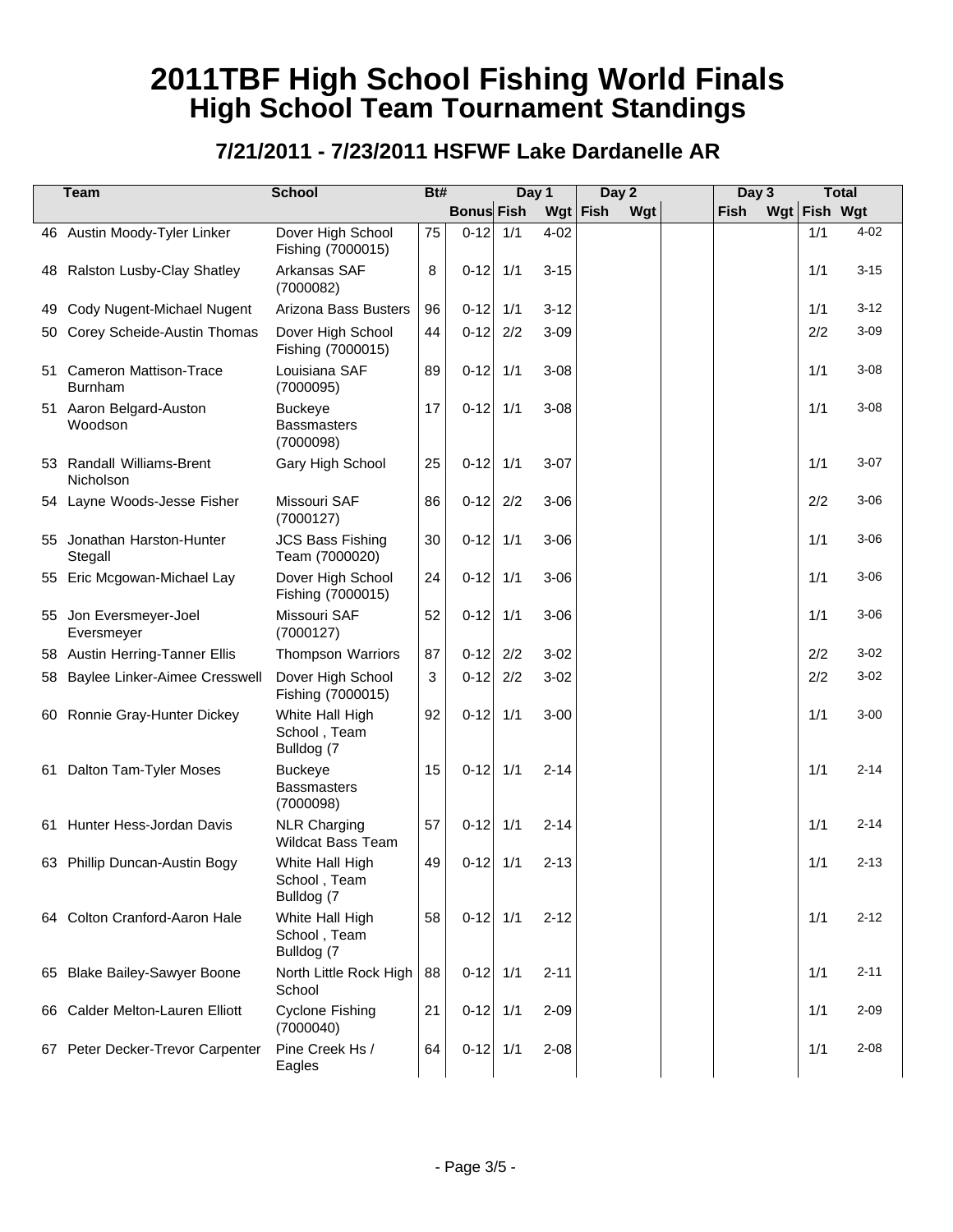# 2011TBF High School Fishing World Finals
## High School Team Tournament Standings

### 7/21/2011 - 7/23/2011 HSFWF Lake Dardanelle AR

| | Team | School | Bt# | Day 1 | | | Day 2 | | | Day 3 | | Total | |
|---|---|---|---|---|---|---|---|---|---|---|---|---|---|
| | | | | Bonus | Fish | Wgt | Fish | Wgt | | Fish | Wgt | Fish | Wgt |
| 46 | Austin Moody-Tyler Linker | Dover High School Fishing (7000015) | 75 | 0-12 | 1/1 | 4-02 | | | | | | 1/1 | 4-02 |
| 48 | Ralston Lusby-Clay Shatley | Arkansas SAF (7000082) | 8 | 0-12 | 1/1 | 3-15 | | | | | | 1/1 | 3-15 |
| 49 | Cody Nugent-Michael Nugent | Arizona Bass Busters | 96 | 0-12 | 1/1 | 3-12 | | | | | | 1/1 | 3-12 |
| 50 | Corey Scheide-Austin Thomas | Dover High School Fishing (7000015) | 44 | 0-12 | 2/2 | 3-09 | | | | | | 2/2 | 3-09 |
| 51 | Cameron Mattison-Trace Burnham | Louisiana SAF (7000095) | 89 | 0-12 | 1/1 | 3-08 | | | | | | 1/1 | 3-08 |
| 51 | Aaron Belgard-Auston Woodson | Buckeye Bassmasters (7000098) | 17 | 0-12 | 1/1 | 3-08 | | | | | | 1/1 | 3-08 |
| 53 | Randall Williams-Brent Nicholson | Gary High School | 25 | 0-12 | 1/1 | 3-07 | | | | | | 1/1 | 3-07 |
| 54 | Layne Woods-Jesse Fisher | Missouri SAF (7000127) | 86 | 0-12 | 2/2 | 3-06 | | | | | | 2/2 | 3-06 |
| 55 | Jonathan Harston-Hunter Stegall | JCS Bass Fishing Team (7000020) | 30 | 0-12 | 1/1 | 3-06 | | | | | | 1/1 | 3-06 |
| 55 | Eric Mcgowan-Michael Lay | Dover High School Fishing (7000015) | 24 | 0-12 | 1/1 | 3-06 | | | | | | 1/1 | 3-06 |
| 55 | Jon Eversmeyer-Joel Eversmeyer | Missouri SAF (7000127) | 52 | 0-12 | 1/1 | 3-06 | | | | | | 1/1 | 3-06 |
| 58 | Austin Herring-Tanner Ellis | Thompson Warriors | 87 | 0-12 | 2/2 | 3-02 | | | | | | 2/2 | 3-02 |
| 58 | Baylee Linker-Aimee Cresswell | Dover High School Fishing (7000015) | 3 | 0-12 | 2/2 | 3-02 | | | | | | 2/2 | 3-02 |
| 60 | Ronnie Gray-Hunter Dickey | White Hall High School , Team Bulldog (7 | 92 | 0-12 | 1/1 | 3-00 | | | | | | 1/1 | 3-00 |
| 61 | Dalton Tam-Tyler Moses | Buckeye Bassmasters (7000098) | 15 | 0-12 | 1/1 | 2-14 | | | | | | 1/1 | 2-14 |
| 61 | Hunter Hess-Jordan Davis | NLR Charging Wildcat Bass Team | 57 | 0-12 | 1/1 | 2-14 | | | | | | 1/1 | 2-14 |
| 63 | Phillip Duncan-Austin Bogy | White Hall High School , Team Bulldog (7 | 49 | 0-12 | 1/1 | 2-13 | | | | | | 1/1 | 2-13 |
| 64 | Colton Cranford-Aaron Hale | White Hall High School , Team Bulldog (7 | 58 | 0-12 | 1/1 | 2-12 | | | | | | 1/1 | 2-12 |
| 65 | Blake Bailey-Sawyer Boone | North Little Rock High School | 88 | 0-12 | 1/1 | 2-11 | | | | | | 1/1 | 2-11 |
| 66 | Calder Melton-Lauren Elliott | Cyclone Fishing (7000040) | 21 | 0-12 | 1/1 | 2-09 | | | | | | 1/1 | 2-09 |
| 67 | Peter Decker-Trevor Carpenter | Pine Creek Hs / Eagles | 64 | 0-12 | 1/1 | 2-08 | | | | | | 1/1 | 2-08 |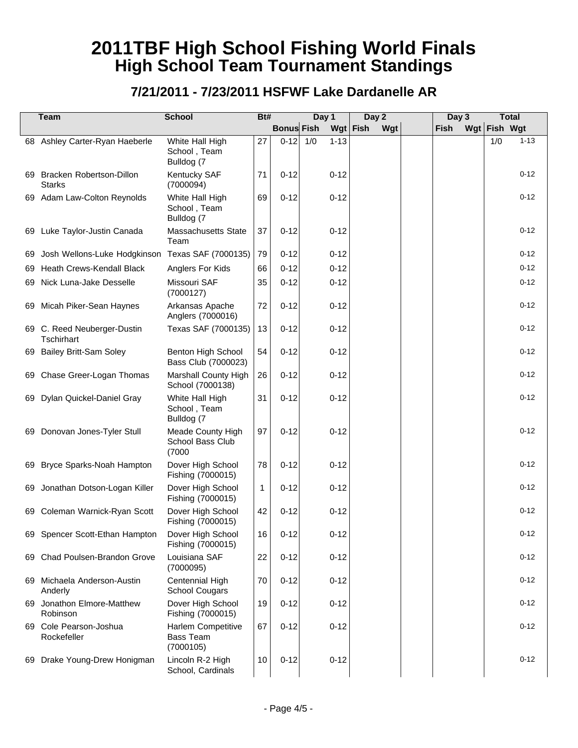# 2011TBF High School Fishing World Finals
## High School Team Tournament Standings

### 7/21/2011 - 7/23/2011 HSFWF Lake Dardanelle AR

| | Team | School | Bt# | Bonus | Day 1 Fish | Day 1 Wgt | Day 2 Fish | Day 2 Wgt | | Day 3 Fish | Day 3 Wgt | Total Fish | Total Wgt |
|---|---|---|---|---|---|---|---|---|---|---|---|---|---|
| 68 | Ashley Carter-Ryan Haeberle | White Hall High School , Team Bulldog (7 | 27 | 0-12 | 1/0 | 1-13 | | | | | | 1/0 | 1-13 |
| 69 | Bracken Robertson-Dillon Starks | Kentucky SAF (7000094) | 71 | 0-12 | | 0-12 | | | | | | | 0-12 |
| 69 | Adam Law-Colton Reynolds | White Hall High School , Team Bulldog (7 | 69 | 0-12 | | 0-12 | | | | | | | 0-12 |
| 69 | Luke Taylor-Justin Canada | Massachusetts State Team | 37 | 0-12 | | 0-12 | | | | | | | 0-12 |
| 69 | Josh Wellons-Luke Hodgkinson | Texas SAF (7000135) | 79 | 0-12 | | 0-12 | | | | | | | 0-12 |
| 69 | Heath Crews-Kendall Black | Anglers For Kids | 66 | 0-12 | | 0-12 | | | | | | | 0-12 |
| 69 | Nick Luna-Jake Desselle | Missouri SAF (7000127) | 35 | 0-12 | | 0-12 | | | | | | | 0-12 |
| 69 | Micah Piker-Sean Haynes | Arkansas Apache Anglers (7000016) | 72 | 0-12 | | 0-12 | | | | | | | 0-12 |
| 69 | C. Reed Neuberger-Dustin Tschirhart | Texas SAF (7000135) | 13 | 0-12 | | 0-12 | | | | | | | 0-12 |
| 69 | Bailey Britt-Sam Soley | Benton High School Bass Club (7000023) | 54 | 0-12 | | 0-12 | | | | | | | 0-12 |
| 69 | Chase Greer-Logan Thomas | Marshall County High School (7000138) | 26 | 0-12 | | 0-12 | | | | | | | 0-12 |
| 69 | Dylan Quickel-Daniel Gray | White Hall High School , Team Bulldog (7 | 31 | 0-12 | | 0-12 | | | | | | | 0-12 |
| 69 | Donovan Jones-Tyler Stull | Meade County High School Bass Club (7000 | 97 | 0-12 | | 0-12 | | | | | | | 0-12 |
| 69 | Bryce Sparks-Noah Hampton | Dover High School Fishing (7000015) | 78 | 0-12 | | 0-12 | | | | | | | 0-12 |
| 69 | Jonathan Dotson-Logan Killer | Dover High School Fishing (7000015) | 1 | 0-12 | | 0-12 | | | | | | | 0-12 |
| 69 | Coleman Warnick-Ryan Scott | Dover High School Fishing (7000015) | 42 | 0-12 | | 0-12 | | | | | | | 0-12 |
| 69 | Spencer Scott-Ethan Hampton | Dover High School Fishing (7000015) | 16 | 0-12 | | 0-12 | | | | | | | 0-12 |
| 69 | Chad Poulsen-Brandon Grove | Louisiana SAF (7000095) | 22 | 0-12 | | 0-12 | | | | | | | 0-12 |
| 69 | Michaela Anderson-Austin Anderly | Centennial High School Cougars | 70 | 0-12 | | 0-12 | | | | | | | 0-12 |
| 69 | Jonathon Elmore-Matthew Robinson | Dover High School Fishing (7000015) | 19 | 0-12 | | 0-12 | | | | | | | 0-12 |
| 69 | Cole Pearson-Joshua Rockefeller | Harlem Competitive Bass Team (7000105) | 67 | 0-12 | | 0-12 | | | | | | | 0-12 |
| 69 | Drake Young-Drew Honigman | Lincoln R-2 High School, Cardinals | 10 | 0-12 | | 0-12 | | | | | | | 0-12 |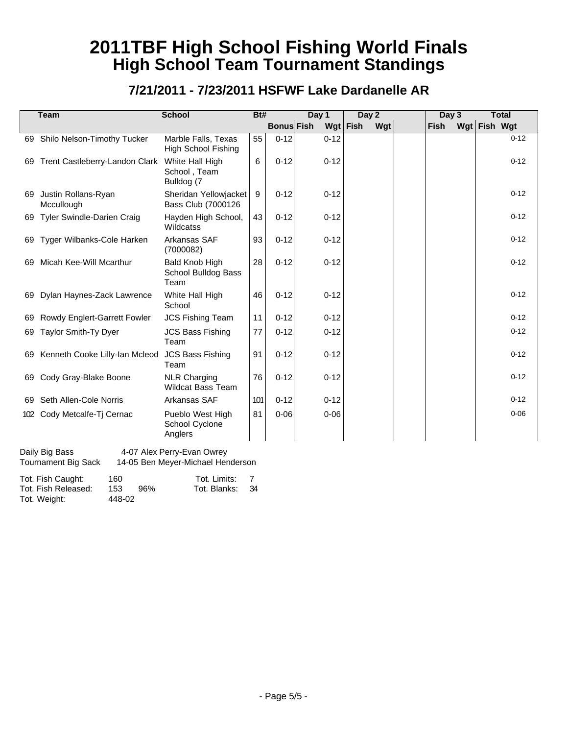# 2011TBF High School Fishing World Finals
## High School Team Tournament Standings

### 7/21/2011 - 7/23/2011 HSFWF Lake Dardanelle AR

| | Team | School | Bt# | Day 1 | | | Day 2 | | | Day 3 | | Total | |
|---|---|---|---|---|---|---|---|---|---|---|---|---|---|
| | | | | Bonus | Fish | Wgt | Fish | Wgt | | Fish | Wgt | Fish | Wgt |
| 69 | Shilo Nelson-Timothy Tucker | Marble Falls, Texas High School Fishing | 55 | 0-12 | | 0-12 | | | | | | | 0-12 |
| 69 | Trent Castleberry-Landon Clark | White Hall High School , Team Bulldog (7 | 6 | 0-12 | | 0-12 | | | | | | | 0-12 |
| 69 | Justin Rollans-Ryan Mccullough | Sheridan Yellowjacket Bass Club (7000126 | 9 | 0-12 | | 0-12 | | | | | | | 0-12 |
| 69 | Tyler Swindle-Darien Craig | Hayden High School, Wildcatss | 43 | 0-12 | | 0-12 | | | | | | | 0-12 |
| 69 | Tyger Wilbanks-Cole Harken | Arkansas SAF (7000082) | 93 | 0-12 | | 0-12 | | | | | | | 0-12 |
| 69 | Micah Kee-Will Mcarthur | Bald Knob High School Bulldog Bass Team | 28 | 0-12 | | 0-12 | | | | | | | 0-12 |
| 69 | Dylan Haynes-Zack Lawrence | White Hall High School | 46 | 0-12 | | 0-12 | | | | | | | 0-12 |
| 69 | Rowdy Englert-Garrett Fowler | JCS Fishing Team | 11 | 0-12 | | 0-12 | | | | | | | 0-12 |
| 69 | Taylor Smith-Ty Dyer | JCS Bass Fishing Team | 77 | 0-12 | | 0-12 | | | | | | | 0-12 |
| 69 | Kenneth Cooke Lilly-Ian Mcleod | JCS Bass Fishing Team | 91 | 0-12 | | 0-12 | | | | | | | 0-12 |
| 69 | Cody Gray-Blake Boone | NLR Charging Wildcat Bass Team | 76 | 0-12 | | 0-12 | | | | | | | 0-12 |
| 69 | Seth Allen-Cole Norris | Arkansas SAF | 101 | 0-12 | | 0-12 | | | | | | | 0-12 |
| 102 | Cody Metcalfe-Tj Cernac | Pueblo West High School Cyclone Anglers | 81 | 0-06 | | 0-06 | | | | | | | 0-06 |

Daily Big Bass 4-07 Alex Perry-Evan Owrey
Tournament Big Sack 14-05 Ben Meyer-Michael Henderson

| | | | | |
|---|---|---|---|---|
| Tot. Fish Caught: | 160 | | Tot. Limits: | 7 |
| Tot. Fish Released: | 153 | 96% | Tot. Blanks: | 34 |
| Tot. Weight: | 448-02 | | | |